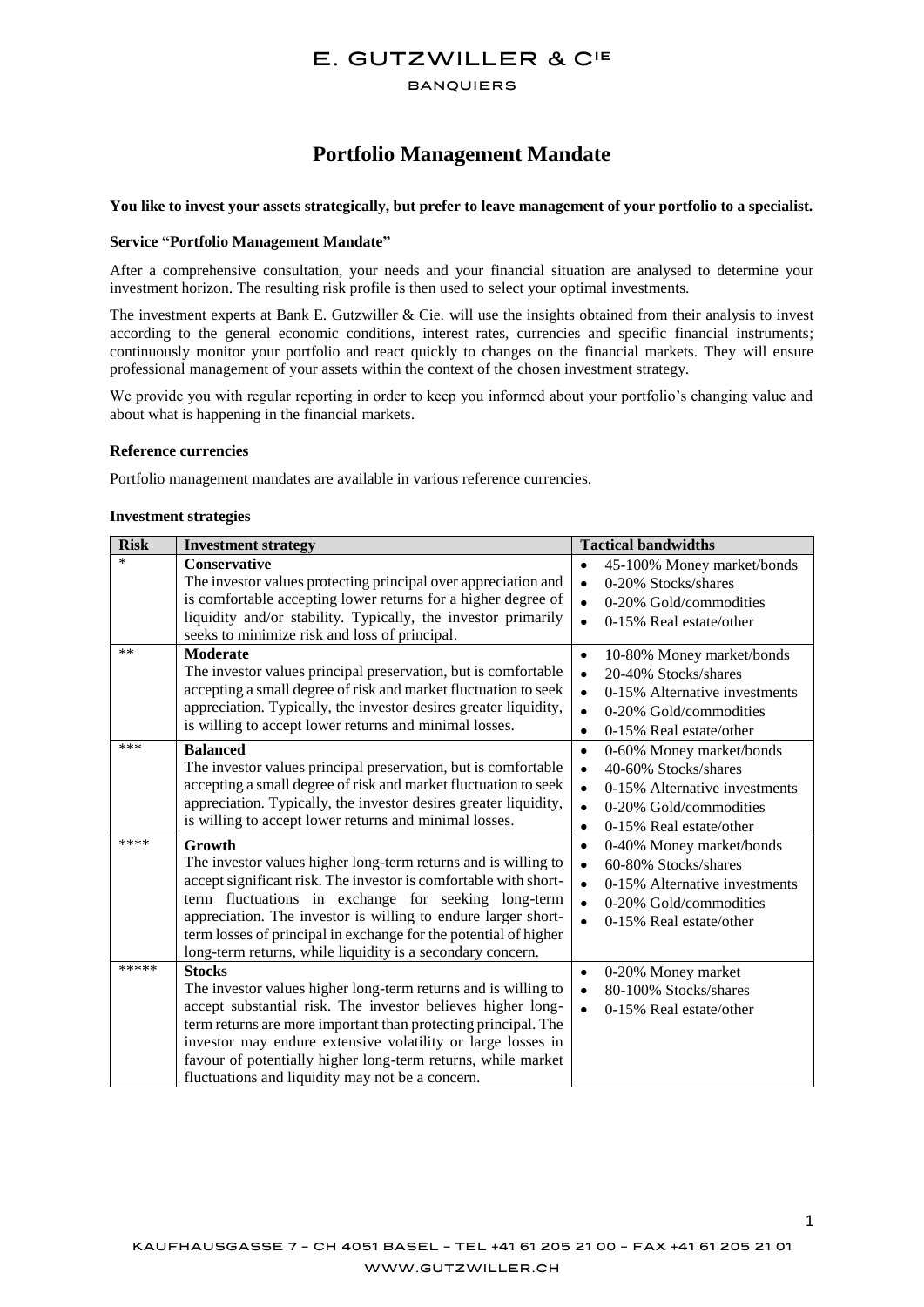# E. GUTZWILLER & CIE

BANQUIERS

## Portfolio Management Mandate

**You like to invest your assets strategically, but prefer to leave management of your portfolio to a specialist.**

### Service "Portfolio Management Mandate"

After a comprehensive consultation, your needs and your financial situation are analysed to determine your investment horizon. The resulting risk profile is then used to select your optimal investments.

The investment experts at Bank E. Gutzwiller & Cie. will use the insights obtained from their analysis to invest according to the general economic conditions, interest rates, currencies and specific financial instruments; continuously monitor your portfolio and react quickly to changes on the financial markets. They will ensure professional management of your assets within the context of the chosen investment strategy.

We provide you with regular reporting in order to keep you informed about your portfolio's changing value and about what is happening in the financial markets.

### Reference currencies

Portfolio management mandates are available in various reference currencies.

### Investment strategies

| Risk | Investment strategy | Tactical bandwidths |
|---|---|---|
| * | **Conservative**<br>The investor values protecting principal over appreciation and is comfortable accepting lower returns for a higher degree of liquidity and/or stability. Typically, the investor primarily seeks to minimize risk and loss of principal. | • 45-100% Money market/bonds<br>• 0-20% Stocks/shares<br>• 0-20% Gold/commodities<br>• 0-15% Real estate/other |
| ** | **Moderate**<br>The investor values principal preservation, but is comfortable accepting a small degree of risk and market fluctuation to seek appreciation. Typically, the investor desires greater liquidity, is willing to accept lower returns and minimal losses. | • 10-80% Money market/bonds<br>• 20-40% Stocks/shares<br>• 0-15% Alternative investments<br>• 0-20% Gold/commodities<br>• 0-15% Real estate/other |
| *** | **Balanced**<br>The investor values principal preservation, but is comfortable accepting a small degree of risk and market fluctuation to seek appreciation. Typically, the investor desires greater liquidity, is willing to accept lower returns and minimal losses. | • 0-60% Money market/bonds<br>• 40-60% Stocks/shares<br>• 0-15% Alternative investments<br>• 0-20% Gold/commodities<br>• 0-15% Real estate/other |
| **** | **Growth**<br>The investor values higher long-term returns and is willing to accept significant risk. The investor is comfortable with short-term fluctuations in exchange for seeking long-term appreciation. The investor is willing to endure larger short-term losses of principal in exchange for the potential of higher long-term returns, while liquidity is a secondary concern. | • 0-40% Money market/bonds<br>• 60-80% Stocks/shares<br>• 0-15% Alternative investments<br>• 0-20% Gold/commodities<br>• 0-15% Real estate/other |
| ***** | **Stocks**<br>The investor values higher long-term returns and is willing to accept substantial risk. The investor believes higher long-term returns are more important than protecting principal. The investor may endure extensive volatility or large losses in favour of potentially higher long-term returns, while market fluctuations and liquidity may not be a concern. | • 0-20% Money market<br>• 80-100% Stocks/shares<br>• 0-15% Real estate/other |

KAUFHAUSGASSE 7 – CH 4051 BASEL – TEL +41 61 205 21 00 – FAX +41 61 205 21 01

WWW.GUTZWILLER.CH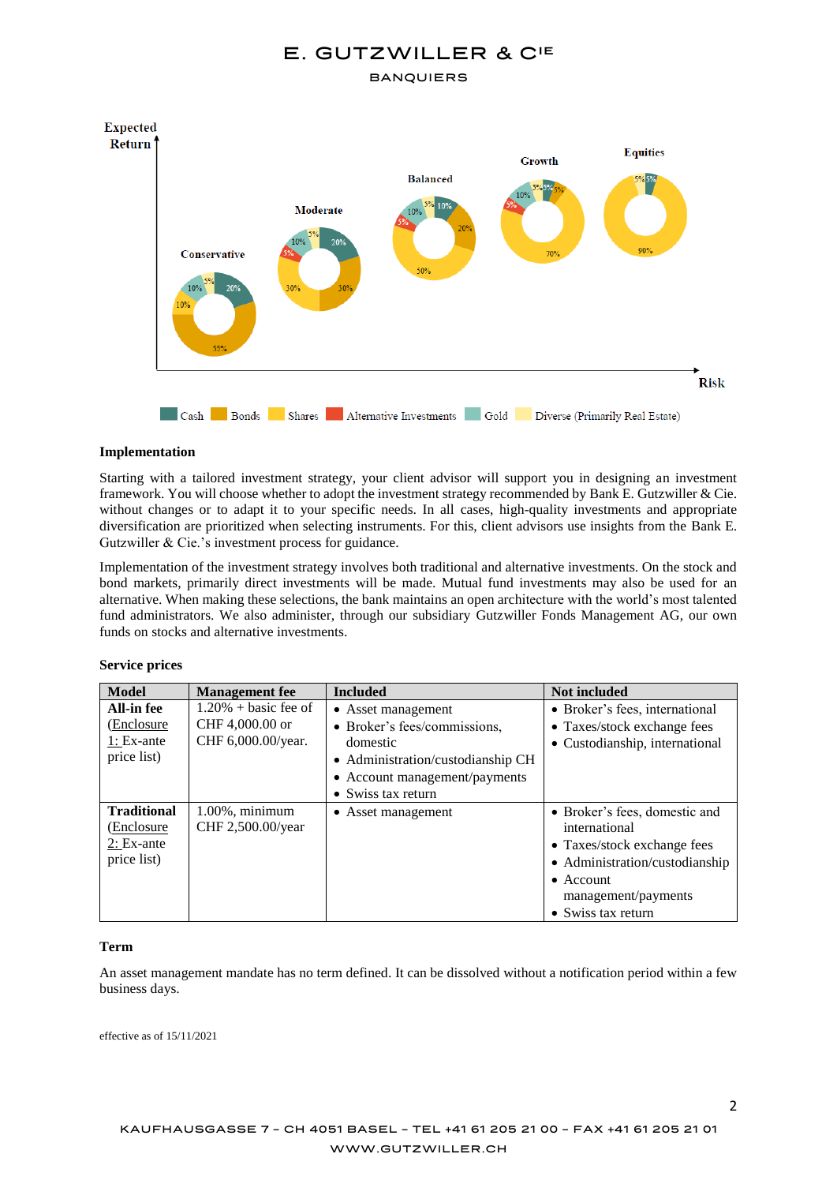Expected Return

Risk

Conservative: 20%, 55%, 10%, 10%, 5%

Moderate: 20%, 30%, 30%, 5%, 10%, 5%

Balanced: 10%, 20%, 50%, 5%, 10%, 5%

Growth: 5%, 5%, 70%, 5%, 10%, 5%

Equities: 5%, 90%, 5%

Cash · Bonds · Shares · Alternative Investments · Gold · Diverse (Primarily Real Estate)

### Implementation

Starting with a tailored investment strategy, your client advisor will support you in designing an investment framework. You will choose whether to adopt the investment strategy recommended by Bank E. Gutzwiller & Cie. without changes or to adapt it to your specific needs. In all cases, high-quality investments and appropriate diversification are prioritized when selecting instruments. For this, client advisors use insights from the Bank E. Gutzwiller & Cie.'s investment process for guidance.

Implementation of the investment strategy involves both traditional and alternative investments. On the stock and bond markets, primarily direct investments will be made. Mutual fund investments may also be used for an alternative. When making these selections, the bank maintains an open architecture with the world's most talented fund administrators. We also administer, through our subsidiary Gutzwiller Fonds Management AG, our own funds on stocks and alternative investments.

### Service prices

| Model | Management fee | Included | Not included |
|---|---|---|---|
| **All-in fee** (Enclosure 1: Ex-ante price list) | 1.20% + basic fee of CHF 4,000.00 or CHF 6,000.00/year. | • Asset management<br>• Broker's fees/commissions, domestic<br>• Administration/custodianship CH<br>• Account management/payments<br>• Swiss tax return | • Broker's fees, international<br>• Taxes/stock exchange fees<br>• Custodianship, international |
| **Traditional** (Enclosure 2: Ex-ante price list) | 1.00%, minimum CHF 2,500.00/year | • Asset management | • Broker's fees, domestic and international<br>• Taxes/stock exchange fees<br>• Administration/custodianship<br>• Account management/payments<br>• Swiss tax return |

### Term

An asset management mandate has no term defined. It can be dissolved without a notification period within a few business days.

effective as of 15/11/2021